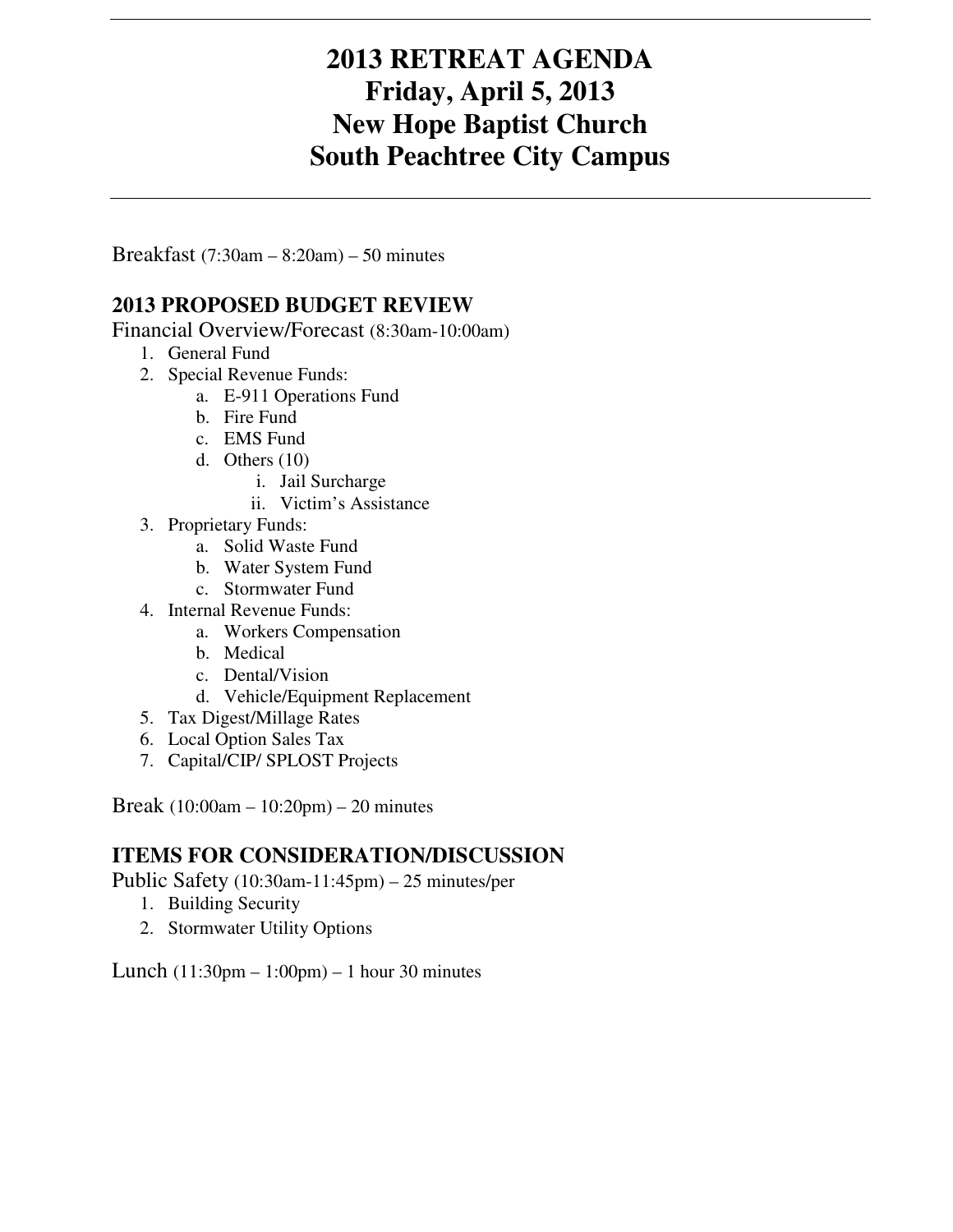# 2013 RETREAT AGENDA
# Friday, April 5, 2013
# New Hope Baptist Church
# South Peachtree City Campus

---

Breakfast (7:30am – 8:20am) – 50 minutes

## 2013 PROPOSED BUDGET REVIEW

Financial Overview/Forecast (8:30am-10:00am)

1. General Fund
2. Special Revenue Funds:
   a. E-911 Operations Fund
   b. Fire Fund
   c. EMS Fund
   d. Others (10)
      i. Jail Surcharge
      ii. Victim's Assistance
3. Proprietary Funds:
   a. Solid Waste Fund
   b. Water System Fund
   c. Stormwater Fund
4. Internal Revenue Funds:
   a. Workers Compensation
   b. Medical
   c. Dental/Vision
   d. Vehicle/Equipment Replacement
5. Tax Digest/Millage Rates
6. Local Option Sales Tax
7. Capital/CIP/ SPLOST Projects

Break (10:00am – 10:20pm) – 20 minutes

## ITEMS FOR CONSIDERATION/DISCUSSION

Public Safety (10:30am-11:45pm) – 25 minutes/per

1. Building Security
2. Stormwater Utility Options

Lunch (11:30pm – 1:00pm) – 1 hour 30 minutes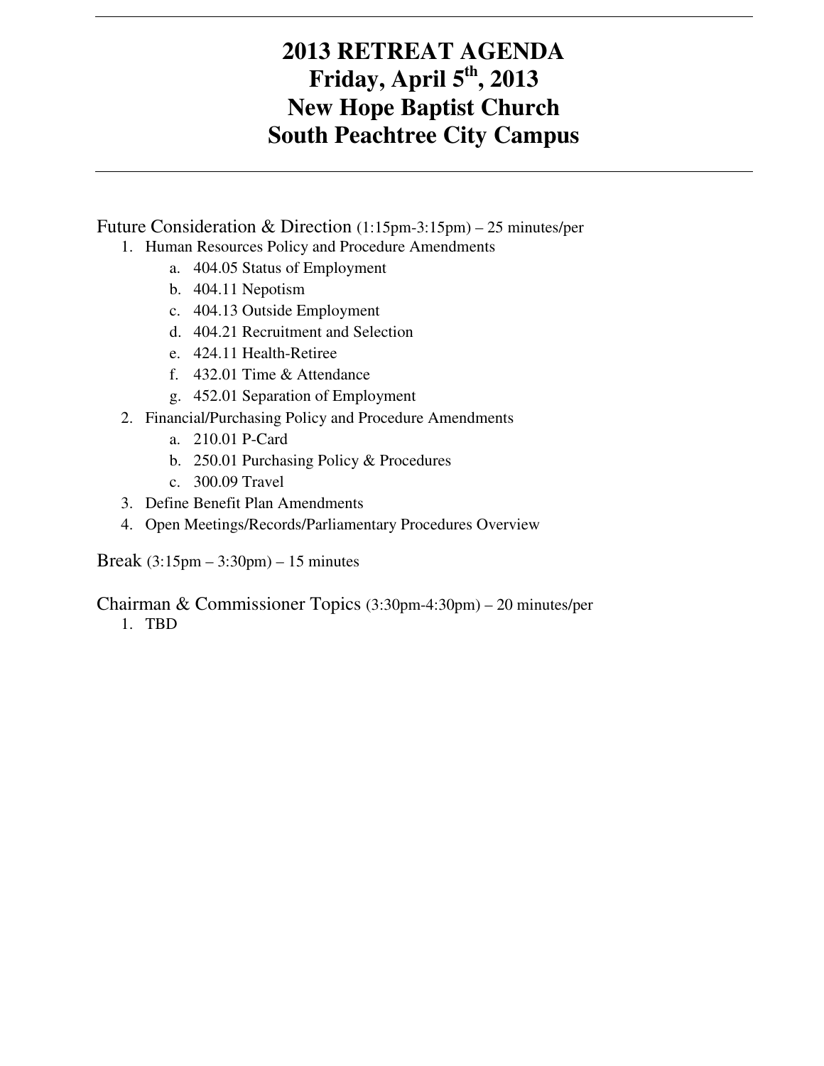# 2013 RETREAT AGENDA
# Friday, April 5th, 2013
# New Hope Baptist Church
# South Peachtree City Campus

---

Future Consideration & Direction (1:15pm-3:15pm) – 25 minutes/per

1. Human Resources Policy and Procedure Amendments
    a. 404.05 Status of Employment
    b. 404.11 Nepotism
    c. 404.13 Outside Employment
    d. 404.21 Recruitment and Selection
    e. 424.11 Health-Retiree
    f. 432.01 Time & Attendance
    g. 452.01 Separation of Employment
2. Financial/Purchasing Policy and Procedure Amendments
    a. 210.01 P-Card
    b. 250.01 Purchasing Policy & Procedures
    c. 300.09 Travel
3. Define Benefit Plan Amendments
4. Open Meetings/Records/Parliamentary Procedures Overview

Break (3:15pm – 3:30pm) – 15 minutes

Chairman & Commissioner Topics (3:30pm-4:30pm) – 20 minutes/per

1. TBD